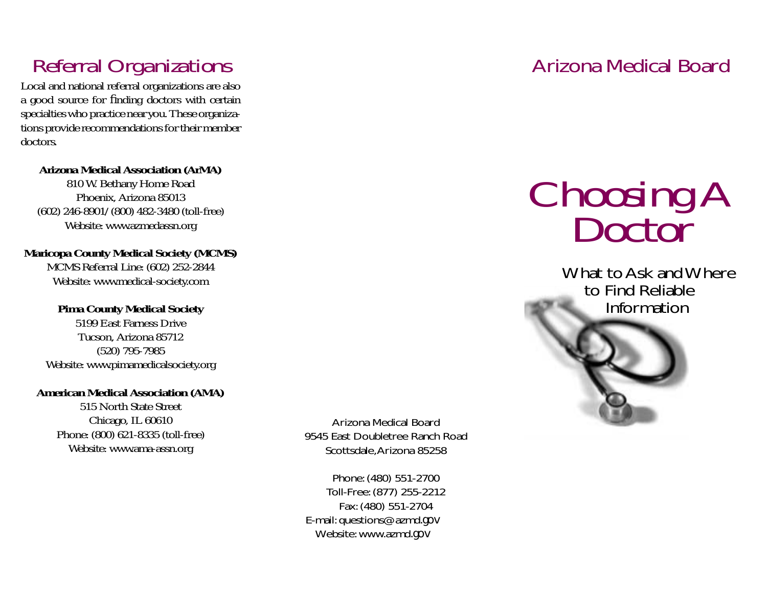## Referral Organizations

Local and national referral organizations are also a good source for finding doctors with certain specialties who practice near you. These organizations provide recommendations for their member doctors.

**Arizona Medical Association (ArMA)**
810 W. Bethany Home Road
Phoenix, Arizona 85013
(602) 246-8901/(800) 482-3480 (toll-free)
Website: www.azmedassn.org

**Maricopa County Medical Society (MCMS)**
MCMS Referral Line: (602) 252-2844
Website: www.medical-society.com

**Pima County Medical Society**
5199 East Farness Drive
Tucson, Arizona 85712
(520) 795-7985
Website: www.pimamedicalsociety.org

**American Medical Association (AMA)**
515 North State Street
Chicago, IL 60610
Phone: (800) 621-8335 (toll-free)
Website: www.ama-assn.org

Arizona Medical Board
9545 East Doubletree Ranch Road
Scottsdale, Arizona 85258

Phone: (480) 551-2700
Toll-Free: (877) 255-2212
Fax: (480) 551-2704
E-mail: questions@azmd.gov
Website: www.azmd.gov

## Arizona Medical Board

# Choosing A Doctor

What to Ask and Where to Find Reliable Information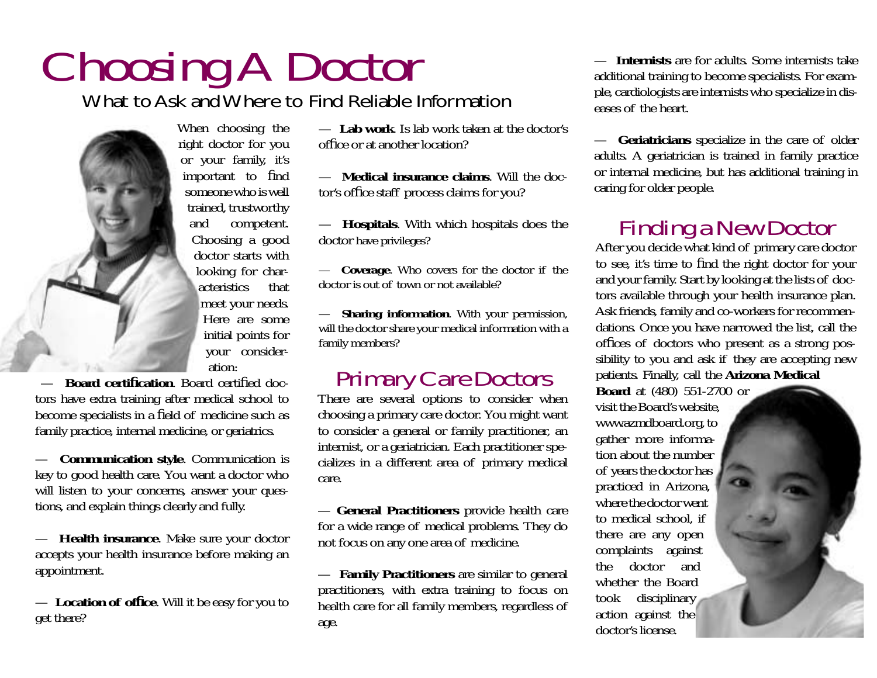# Choosing A Doctor

## What to Ask and Where to Find Reliable Information

When choosing the right doctor for you or your family, it's important to find someone who is well trained, trustworthy and competent. Choosing a good doctor starts with looking for characteristics that meet your needs. Here are some initial points for your consideration:

— **Board certification**. Board certified doctors have extra training after medical school to become specialists in a field of medicine such as family practice, internal medicine, or geriatrics.

— **Communication style**. Communication is key to good health care. You want a doctor who will listen to your concerns, answer your questions, and explain things clearly and fully.

— **Health insurance**. Make sure your doctor accepts your health insurance before making an appointment.

— **Location of office**. Will it be easy for you to get there?

— **Lab work**. Is lab work taken at the doctor's office or at another location?

— **Medical insurance claims**. Will the doctor's office staff process claims for you?

— **Hospitals**. With which hospitals does the doctor have privileges?

— **Coverage**. Who covers for the doctor if the doctor is out of town or not available?

— **Sharing information**. With your permission, will the doctor share your medical information with a family members?

## Primary Care Doctors

There are several options to consider when choosing a primary care doctor. You might want to consider a general or family practitioner, an internist, or a geriatrician. Each practitioner specializes in a different area of primary medical care.

— **General Practitioners** provide health care for a wide range of medical problems. They do not focus on any one area of medicine.

— **Family Practitioners** are similar to general practitioners, with extra training to focus on health care for all family members, regardless of age.

— **Internists** are for adults. Some internists take additional training to become specialists. For example, cardiologists are internists who specialize in diseases of the heart.

— **Geriatricians** specialize in the care of older adults. A geriatrician is trained in family practice or internal medicine, but has additional training in caring for older people.

## Finding a New Doctor

After you decide what kind of primary care doctor to see, it's time to find the right doctor for your and your family. Start by looking at the lists of doctors available through your health insurance plan. Ask friends, family and co-workers for recommendations. Once you have narrowed the list, call the offices of doctors who present as a strong possibility to you and ask if they are accepting new patients. Finally, call the **Arizona Medical Board** at (480) 551-2700 or visit the Board's website, www.azmdboard.org, to gather more information about the number of years the doctor has practiced in Arizona, where the doctor went to medical school, if there are any open complaints against the doctor and whether the Board took disciplinary action against the doctor's license.